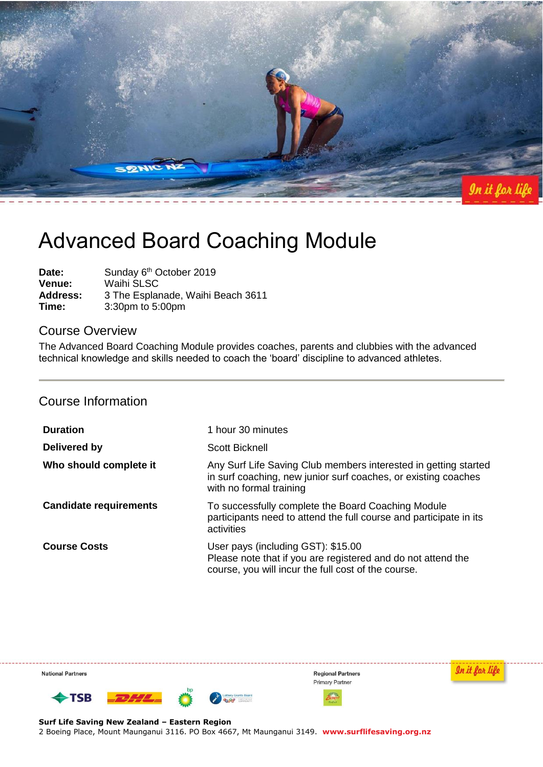# Advanced Board Coaching Module

**Date:** Sunday 6th October 2019
**Venue:** Waihi SLSC
**Address:** 3 The Esplanade, Waihi Beach 3611
**Time:** 3:30pm to 5:00pm

## Course Overview

The Advanced Board Coaching Module provides coaches, parents and clubbies with the advanced technical knowledge and skills needed to coach the 'board' discipline to advanced athletes.

## Course Information

| | |
|---|---|
| **Duration** | 1 hour 30 minutes |
| **Delivered by** | Scott Bicknell |
| **Who should complete it** | Any Surf Life Saving Club members interested in getting started in surf coaching, new junior surf coaches, or existing coaches with no formal training |
| **Candidate requirements** | To successfully complete the Board Coaching Module participants need to attend the full course and participate in its activities |
| **Course Costs** | User pays (including GST): $15.00<br>Please note that if you are registered and do not attend the course, you will incur the full cost of the course. |

National Partners

Regional Partners
Primary Partner

**Surf Life Saving New Zealand – Eastern Region**
2 Boeing Place, Mount Maunganui 3116. PO Box 4667, Mt Maunganui 3149. **www.surflifesaving.org.nz**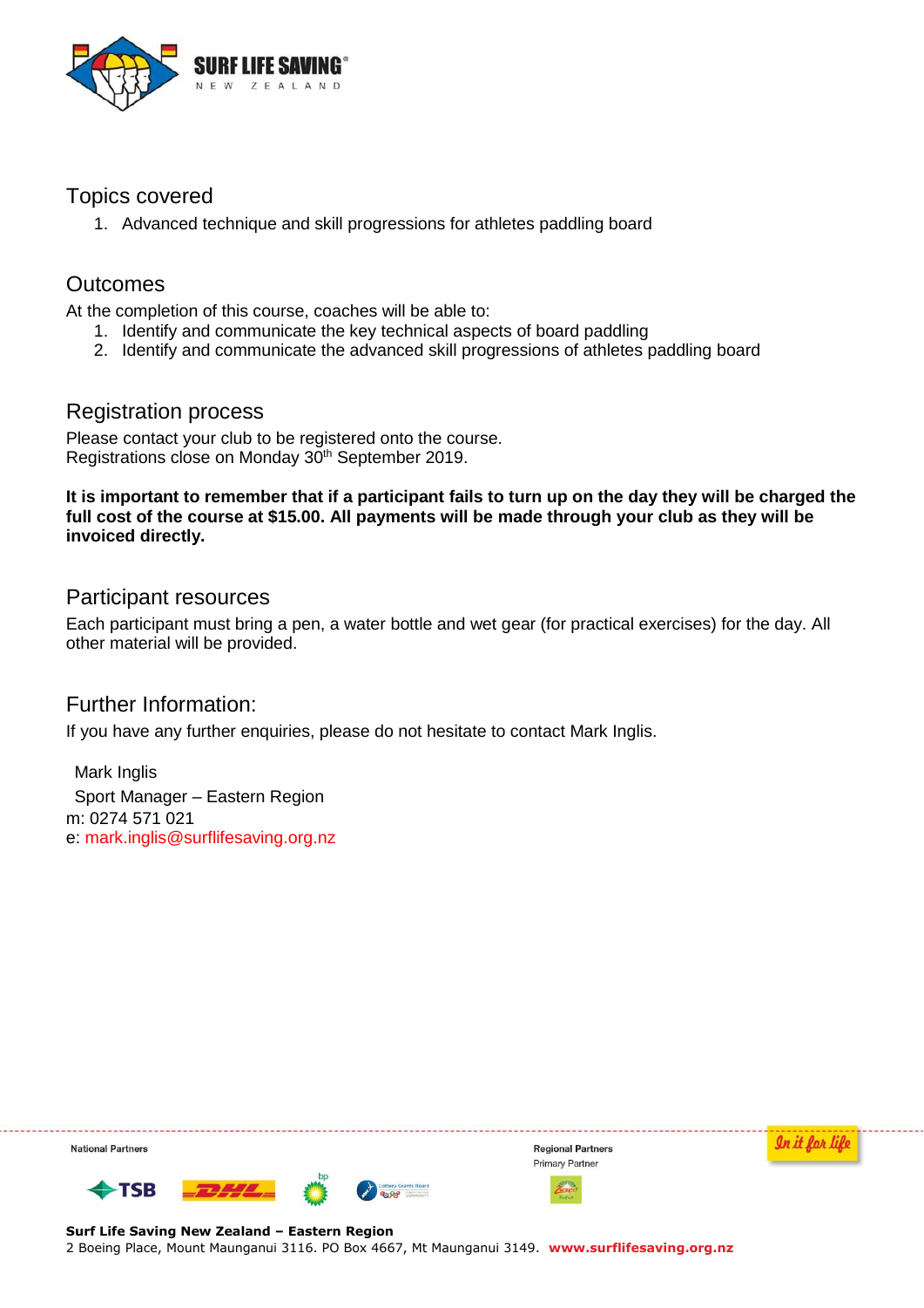## Topics covered

1. Advanced technique and skill progressions for athletes paddling board

## Outcomes

At the completion of this course, coaches will be able to:

1. Identify and communicate the key technical aspects of board paddling
2. Identify and communicate the advanced skill progressions of athletes paddling board

## Registration process

Please contact your club to be registered onto the course.
Registrations close on Monday 30th September 2019.

**It is important to remember that if a participant fails to turn up on the day they will be charged the full cost of the course at $15.00. All payments will be made through your club as they will be invoiced directly.**

## Participant resources

Each participant must bring a pen, a water bottle and wet gear (for practical exercises) for the day. All other material will be provided.

## Further Information:

If you have any further enquiries, please do not hesitate to contact Mark Inglis.

Mark Inglis
Sport Manager – Eastern Region
m: 0274 571 021
e: mark.inglis@surflifesaving.org.nz

National Partners

Regional Partners
Primary Partner

**Surf Life Saving New Zealand – Eastern Region**
2 Boeing Place, Mount Maunganui 3116. PO Box 4667, Mt Maunganui 3149. **www.surflifesaving.org.nz**